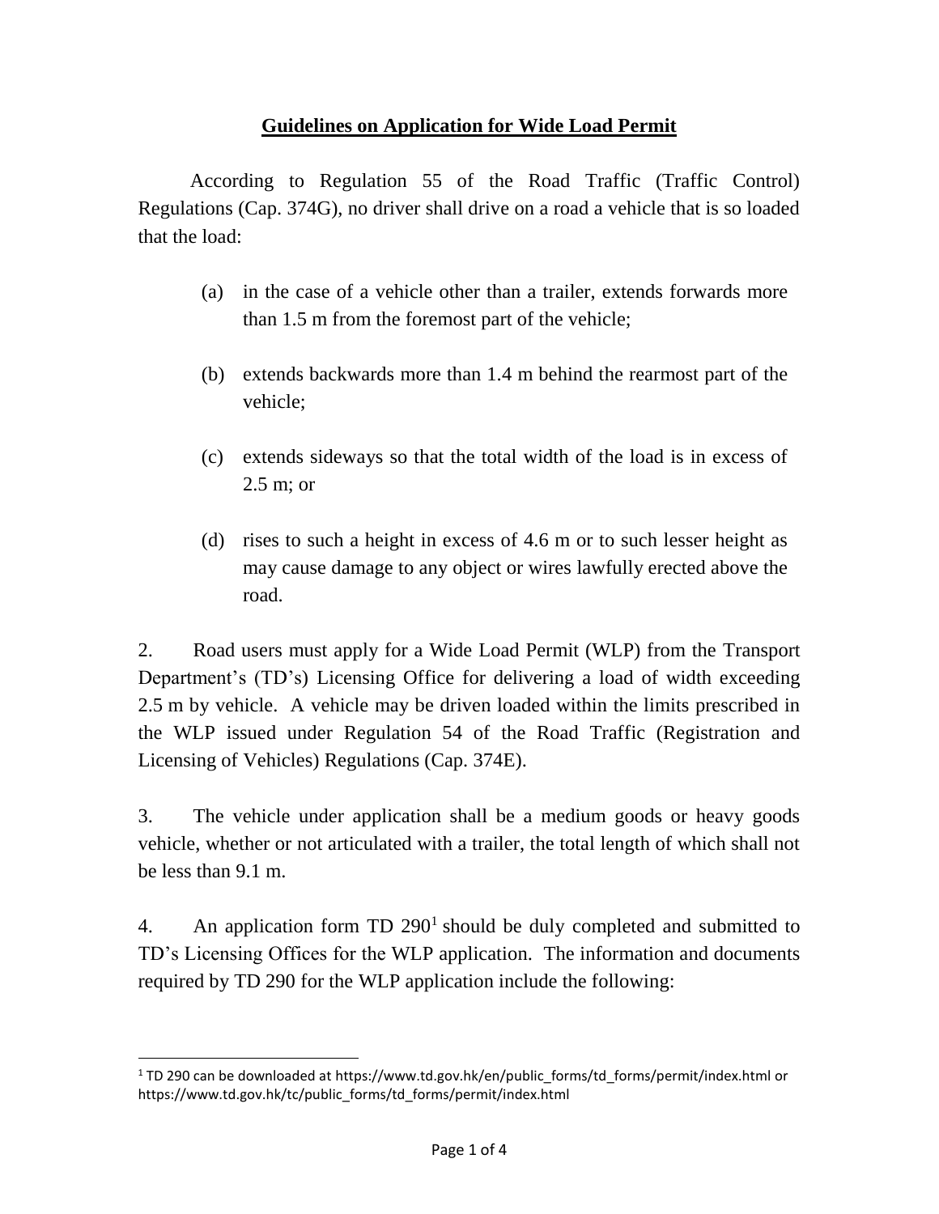# Guidelines on Application for Wide Load Permit

According to Regulation 55 of the Road Traffic (Traffic Control) Regulations (Cap. 374G), no driver shall drive on a road a vehicle that is so loaded that the load:

(a) in the case of a vehicle other than a trailer, extends forwards more than 1.5 m from the foremost part of the vehicle;

(b) extends backwards more than 1.4 m behind the rearmost part of the vehicle;

(c) extends sideways so that the total width of the load is in excess of 2.5 m; or

(d) rises to such a height in excess of 4.6 m or to such lesser height as may cause damage to any object or wires lawfully erected above the road.

2. Road users must apply for a Wide Load Permit (WLP) from the Transport Department's (TD's) Licensing Office for delivering a load of width exceeding 2.5 m by vehicle. A vehicle may be driven loaded within the limits prescribed in the WLP issued under Regulation 54 of the Road Traffic (Registration and Licensing of Vehicles) Regulations (Cap. 374E).

3. The vehicle under application shall be a medium goods or heavy goods vehicle, whether or not articulated with a trailer, the total length of which shall not be less than 9.1 m.

4. An application form TD 290[1] should be duly completed and submitted to TD's Licensing Offices for the WLP application. The information and documents required by TD 290 for the WLP application include the following:

[1] TD 290 can be downloaded at https://www.td.gov.hk/en/public_forms/td_forms/permit/index.html or https://www.td.gov.hk/tc/public_forms/td_forms/permit/index.html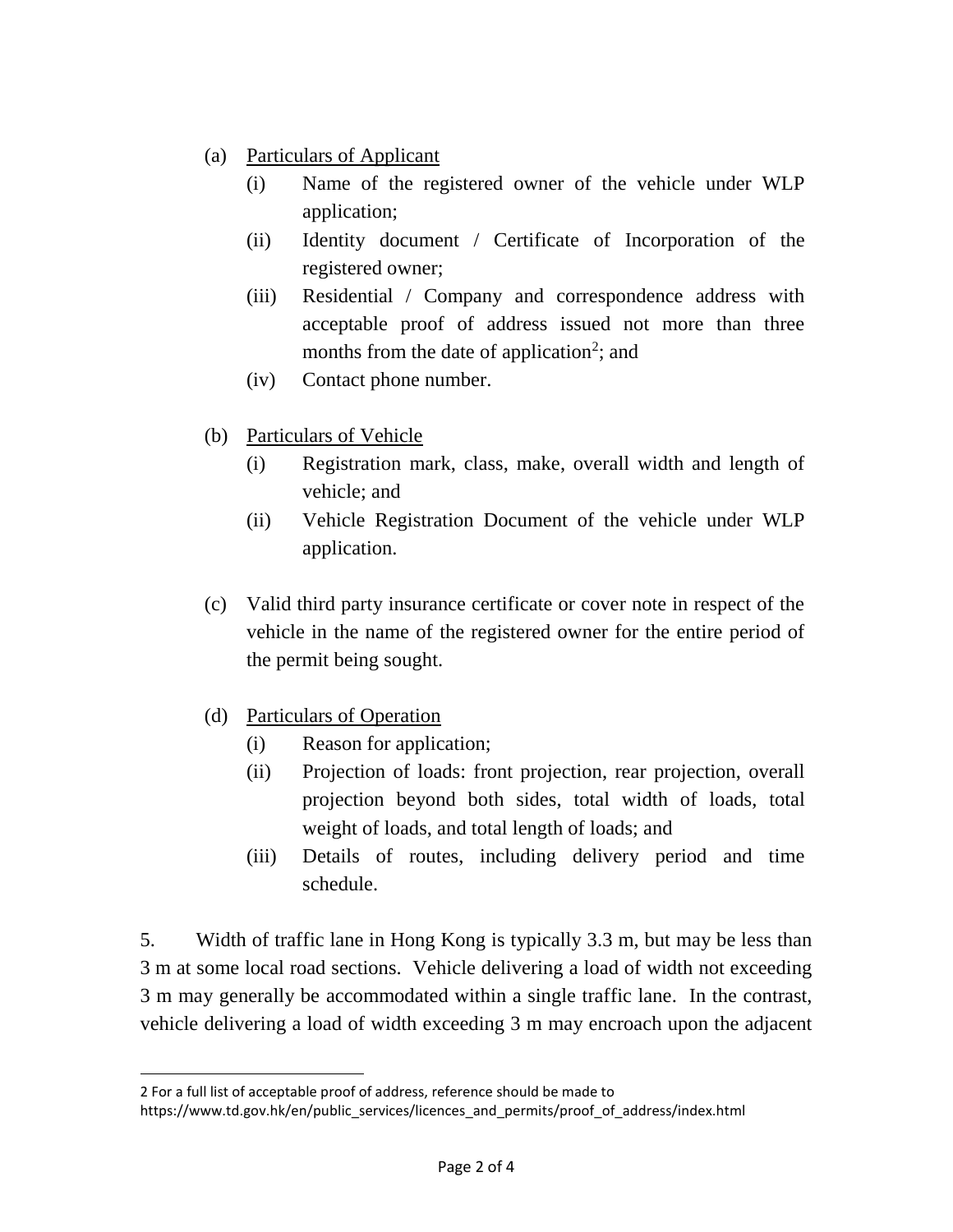(a) <u>Particulars of Applicant</u>

  (i) Name of the registered owner of the vehicle under WLP application;

  (ii) Identity document / Certificate of Incorporation of the registered owner;

  (iii) Residential / Company and correspondence address with acceptable proof of address issued not more than three months from the date of application[2]; and

  (iv) Contact phone number.

(b) <u>Particulars of Vehicle</u>

  (i) Registration mark, class, make, overall width and length of vehicle; and

  (ii) Vehicle Registration Document of the vehicle under WLP application.

(c) Valid third party insurance certificate or cover note in respect of the vehicle in the name of the registered owner for the entire period of the permit being sought.

(d) <u>Particulars of Operation</u>

  (i) Reason for application;

  (ii) Projection of loads: front projection, rear projection, overall projection beyond both sides, total width of loads, total weight of loads, and total length of loads; and

  (iii) Details of routes, including delivery period and time schedule.

5. Width of traffic lane in Hong Kong is typically 3.3 m, but may be less than 3 m at some local road sections. Vehicle delivering a load of width not exceeding 3 m may generally be accommodated within a single traffic lane. In the contrast, vehicle delivering a load of width exceeding 3 m may encroach upon the adjacent

---

2 For a full list of acceptable proof of address, reference should be made to https://www.td.gov.hk/en/public_services/licences_and_permits/proof_of_address/index.html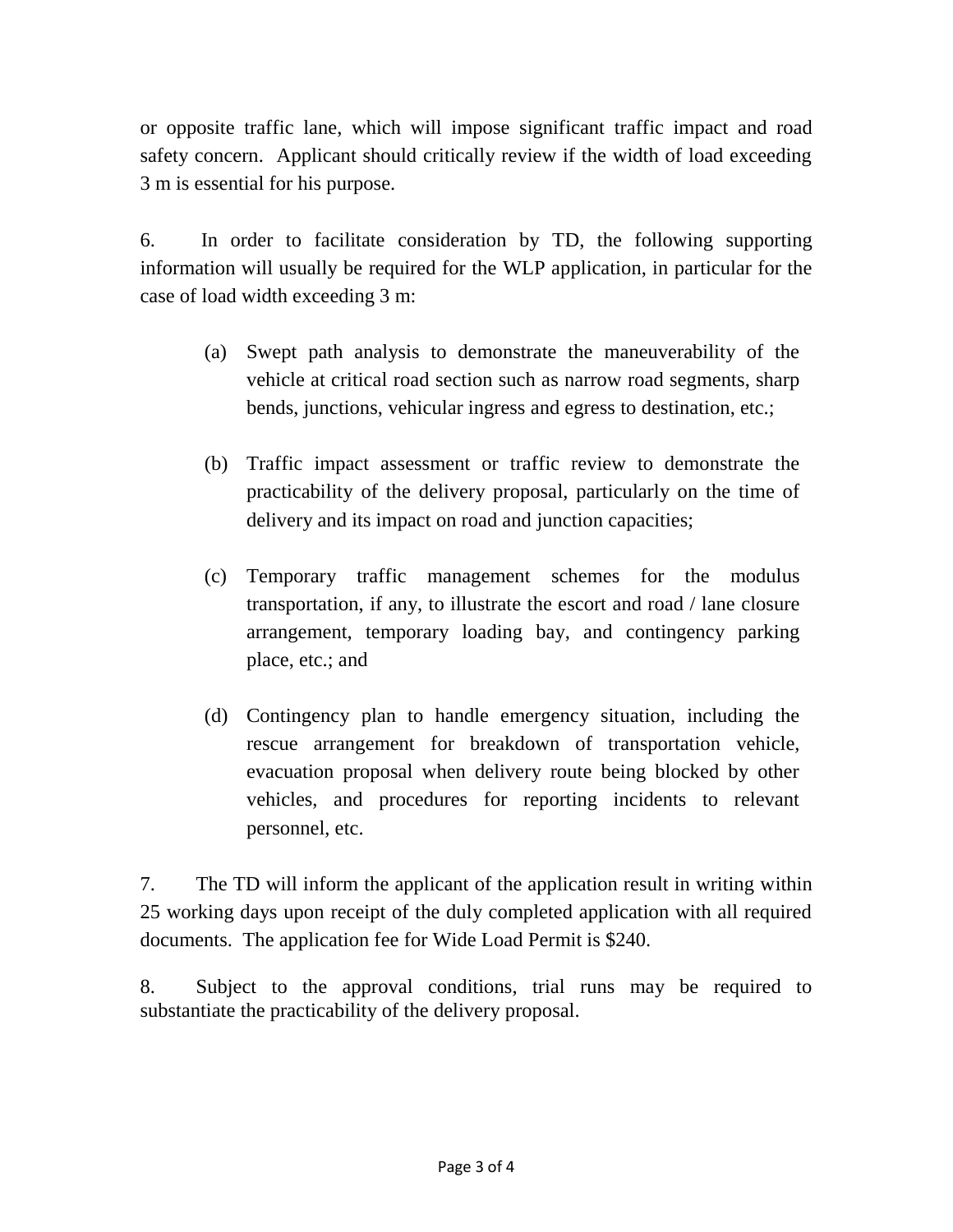or opposite traffic lane, which will impose significant traffic impact and road safety concern. Applicant should critically review if the width of load exceeding 3 m is essential for his purpose.

6. In order to facilitate consideration by TD, the following supporting information will usually be required for the WLP application, in particular for the case of load width exceeding 3 m:

(a) Swept path analysis to demonstrate the maneuverability of the vehicle at critical road section such as narrow road segments, sharp bends, junctions, vehicular ingress and egress to destination, etc.;

(b) Traffic impact assessment or traffic review to demonstrate the practicability of the delivery proposal, particularly on the time of delivery and its impact on road and junction capacities;

(c) Temporary traffic management schemes for the modulus transportation, if any, to illustrate the escort and road / lane closure arrangement, temporary loading bay, and contingency parking place, etc.; and

(d) Contingency plan to handle emergency situation, including the rescue arrangement for breakdown of transportation vehicle, evacuation proposal when delivery route being blocked by other vehicles, and procedures for reporting incidents to relevant personnel, etc.

7. The TD will inform the applicant of the application result in writing within 25 working days upon receipt of the duly completed application with all required documents. The application fee for Wide Load Permit is $240.

8. Subject to the approval conditions, trial runs may be required to substantiate the practicability of the delivery proposal.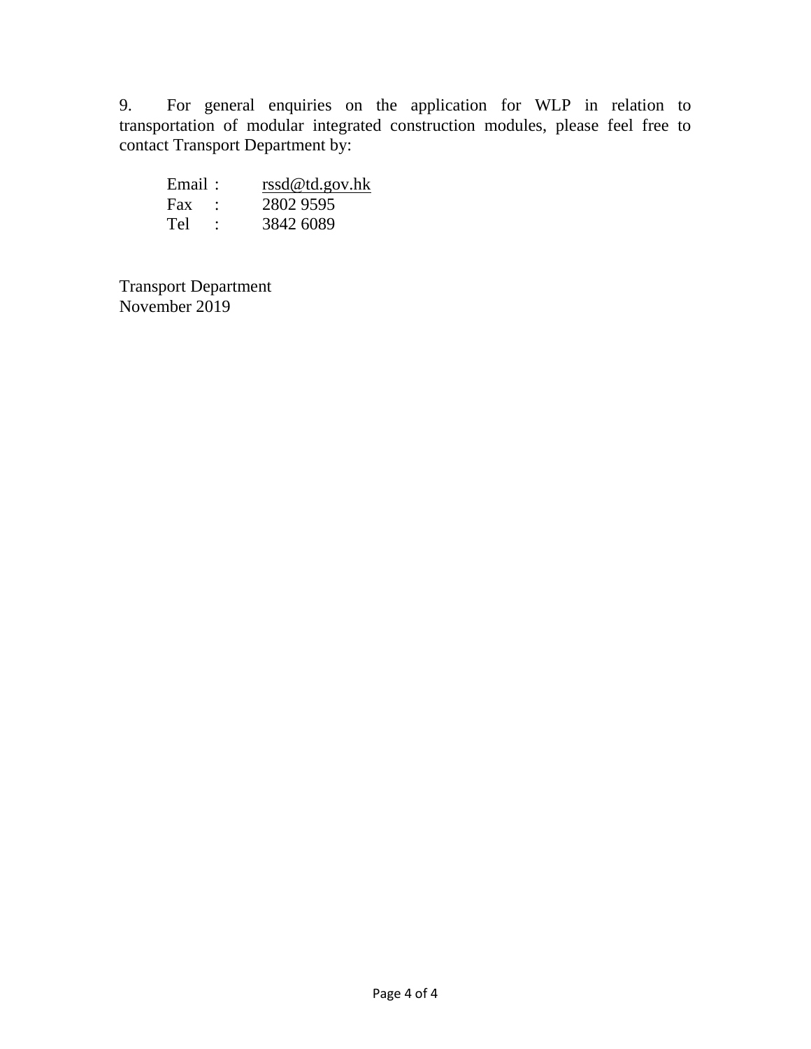9. For general enquiries on the application for WLP in relation to transportation of modular integrated construction modules, please feel free to contact Transport Department by:

| | | |
|---|---|---|
| Email | : | rssd@td.gov.hk |
| Fax | : | 2802 9595 |
| Tel | : | 3842 6089 |

Transport Department
November 2019